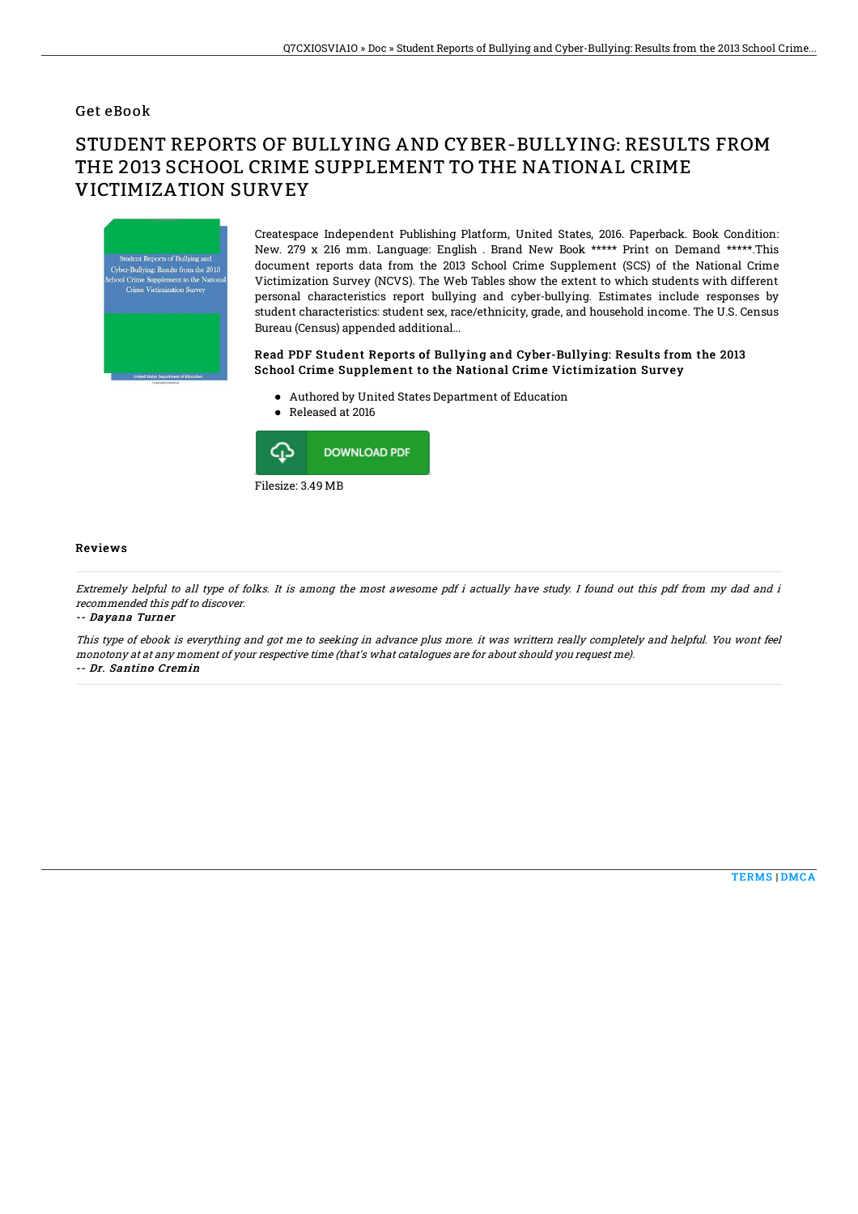## Get eBook

# STUDENT REPORTS OF BULLYING AND CYBER-BULLYING: RESULTS FROM THE 2013 SCHOOL CRIME SUPPLEMENT TO THE NATIONAL CRIME VICTIMIZATION SURVEY

Createspace Independent Publishing Platform, United States, 2016. Paperback. Book Condition: New. 279 x 216 mm. Language: English . Brand New Book ***** Print on Demand *****.This document reports data from the 2013 School Crime Supplement (SCS) of the National Crime Victimization Survey (NCVS). The Web Tables show the extent to which students with different personal characteristics report bullying and cyber-bullying. Estimates include responses by student characteristics: student sex, race/ethnicity, grade, and household income. The U.S. Census Bureau (Census) appended additional...

### Read PDF Student Reports of Bullying and Cyber-Bullying: Results from the 2013 School Crime Supplement to the National Crime Victimization Survey

- Authored by United States Department of Education
- Released at 2016

DOWNLOAD PDF

Filesize: 3.49 MB

### Reviews

*Extremely helpful to all type of folks. It is among the most awesome pdf i actually have study. I found out this pdf from my dad and i recommended this pdf to discover.*

*-- Dayana Turner*

*This type of ebook is everything and got me to seeking in advance plus more. it was writtern really completely and helpful. You wont feel monotony at at any moment of your respective time (that's what catalogues are for about should you request me).*

*-- Dr. Santino Cremin*

TERMS | DMCA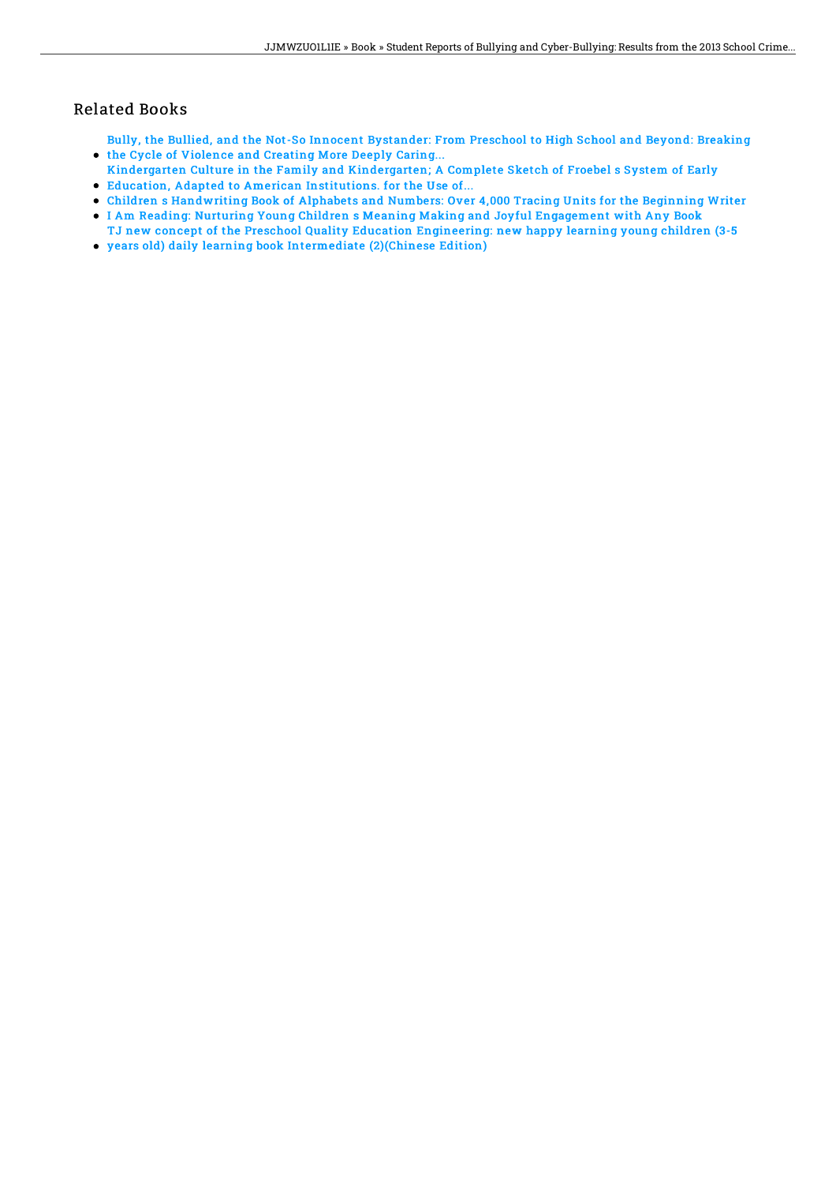## Related Books

- Bully, the Bullied, and the Not-So Innocent Bystander: From Preschool to High School and Beyond: Breaking the Cycle of Violence and Creating More Deeply Caring...
- Kindergarten Culture in the Family and Kindergarten; A Complete Sketch of Froebel s System of Early Education, Adapted to American Institutions. for the Use of...
- Children s Handwriting Book of Alphabets and Numbers: Over 4,000 Tracing Units for the Beginning Writer
- I Am Reading: Nurturing Young Children s Meaning Making and Joyful Engagement with Any Book
- TJ new concept of the Preschool Quality Education Engineering: new happy learning young children (3-5 years old) daily learning book Intermediate (2)(Chinese Edition)